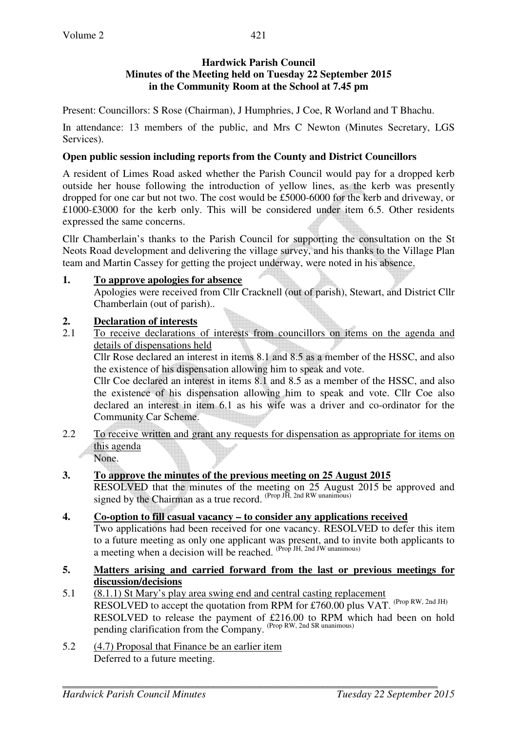**Hardwick Parish Council**
**Minutes of the Meeting held on Tuesday 22 September 2015**
**in the Community Room at the School at 7.45 pm**

Present: Councillors: S Rose (Chairman), J Humphries, J Coe, R Worland and T Bhachu.

In attendance: 13 members of the public, and Mrs C Newton (Minutes Secretary, LGS Services).

**Open public session including reports from the County and District Councillors**

A resident of Limes Road asked whether the Parish Council would pay for a dropped kerb outside her house following the introduction of yellow lines, as the kerb was presently dropped for one car but not two. The cost would be £5000-6000 for the kerb and driveway, or £1000-£3000 for the kerb only. This will be considered under item 6.5. Other residents expressed the same concerns.

Cllr Chamberlain's thanks to the Parish Council for supporting the consultation on the St Neots Road development and delivering the village survey, and his thanks to the Village Plan team and Martin Cassey for getting the project underway, were noted in his absence.

**1. To approve apologies for absence**

Apologies were received from Cllr Cracknell (out of parish), Stewart, and District Cllr Chamberlain (out of parish)..

**2. Declaration of interests**

2.1 To receive declarations of interests from councillors on items on the agenda and details of dispensations held

Cllr Rose declared an interest in items 8.1 and 8.5 as a member of the HSSC, and also the existence of his dispensation allowing him to speak and vote.

Cllr Coe declared an interest in items 8.1 and 8.5 as a member of the HSSC, and also the existence of his dispensation allowing him to speak and vote. Cllr Coe also declared an interest in item 6.1 as his wife was a driver and co-ordinator for the Community Car Scheme.

2.2 To receive written and grant any requests for dispensation as appropriate for items on this agenda

None.

**3. To approve the minutes of the previous meeting on 25 August 2015**

RESOLVED that the minutes of the meeting on 25 August 2015 be approved and signed by the Chairman as a true record. (Prop JH, 2nd RW unanimous)

**4. Co-option to fill casual vacancy – to consider any applications received**

Two applications had been received for one vacancy. RESOLVED to defer this item to a future meeting as only one applicant was present, and to invite both applicants to a meeting when a decision will be reached. (Prop JH, 2nd JW unanimous)

**5. Matters arising and carried forward from the last or previous meetings for discussion/decisions**

5.1 (8.1.1) St Mary's play area swing end and central casting replacement

RESOLVED to accept the quotation from RPM for £760.00 plus VAT. (Prop RW, 2nd JH)

RESOLVED to release the payment of £216.00 to RPM which had been on hold pending clarification from the Company. (Prop RW, 2nd SR unanimous)

5.2 (4.7) Proposal that Finance be an earlier item

Deferred to a future meeting.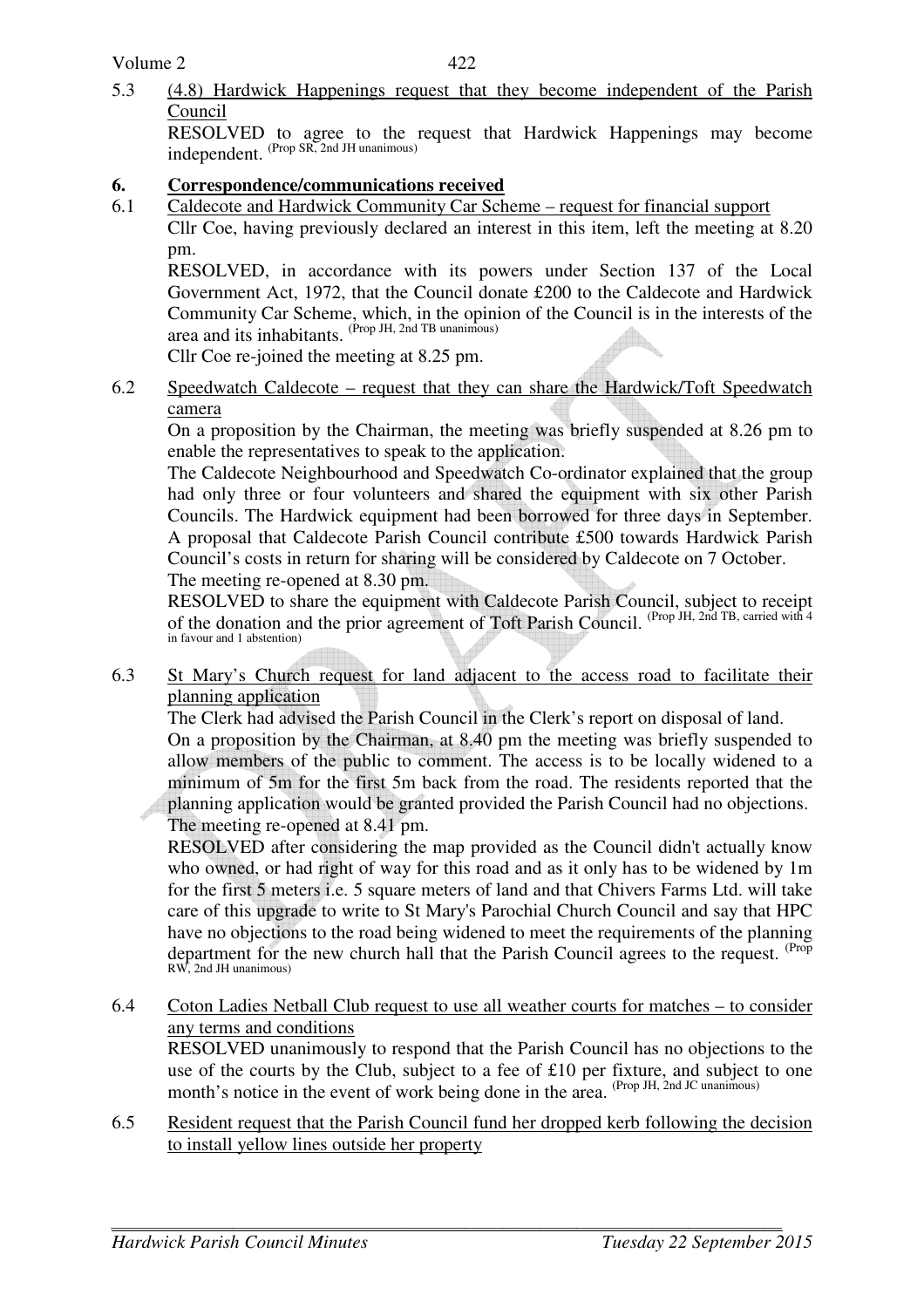5.3 (4.8) Hardwick Happenings request that they become independent of the Parish Council

RESOLVED to agree to the request that Hardwick Happenings may become independent. (Prop SR, 2nd JH unanimous)

## 6. Correspondence/communications received

6.1 Caldecote and Hardwick Community Car Scheme – request for financial support

Cllr Coe, having previously declared an interest in this item, left the meeting at 8.20 pm.

RESOLVED, in accordance with its powers under Section 137 of the Local Government Act, 1972, that the Council donate £200 to the Caldecote and Hardwick Community Car Scheme, which, in the opinion of the Council is in the interests of the area and its inhabitants. (Prop JH, 2nd TB unanimous)

Cllr Coe re-joined the meeting at 8.25 pm.

6.2 Speedwatch Caldecote – request that they can share the Hardwick/Toft Speedwatch camera

On a proposition by the Chairman, the meeting was briefly suspended at 8.26 pm to enable the representatives to speak to the application.

The Caldecote Neighbourhood and Speedwatch Co-ordinator explained that the group had only three or four volunteers and shared the equipment with six other Parish Councils. The Hardwick equipment had been borrowed for three days in September. A proposal that Caldecote Parish Council contribute £500 towards Hardwick Parish Council's costs in return for sharing will be considered by Caldecote on 7 October.

The meeting re-opened at 8.30 pm.

RESOLVED to share the equipment with Caldecote Parish Council, subject to receipt of the donation and the prior agreement of Toft Parish Council. (Prop JH, 2nd TB, carried with 4 in favour and 1 abstention)

6.3 St Mary's Church request for land adjacent to the access road to facilitate their planning application

The Clerk had advised the Parish Council in the Clerk's report on disposal of land.

On a proposition by the Chairman, at 8.40 pm the meeting was briefly suspended to allow members of the public to comment. The access is to be locally widened to a minimum of 5m for the first 5m back from the road. The residents reported that the planning application would be granted provided the Parish Council had no objections.

The meeting re-opened at 8.41 pm.

RESOLVED after considering the map provided as the Council didn't actually know who owned, or had right of way for this road and as it only has to be widened by 1m for the first 5 meters i.e. 5 square meters of land and that Chivers Farms Ltd. will take care of this upgrade to write to St Mary's Parochial Church Council and say that HPC have no objections to the road being widened to meet the requirements of the planning department for the new church hall that the Parish Council agrees to the request. (Prop RW, 2nd JH unanimous)

6.4 Coton Ladies Netball Club request to use all weather courts for matches – to consider any terms and conditions

RESOLVED unanimously to respond that the Parish Council has no objections to the use of the courts by the Club, subject to a fee of £10 per fixture, and subject to one month's notice in the event of work being done in the area. (Prop JH, 2nd JC unanimous)

6.5 Resident request that the Parish Council fund her dropped kerb following the decision to install yellow lines outside her property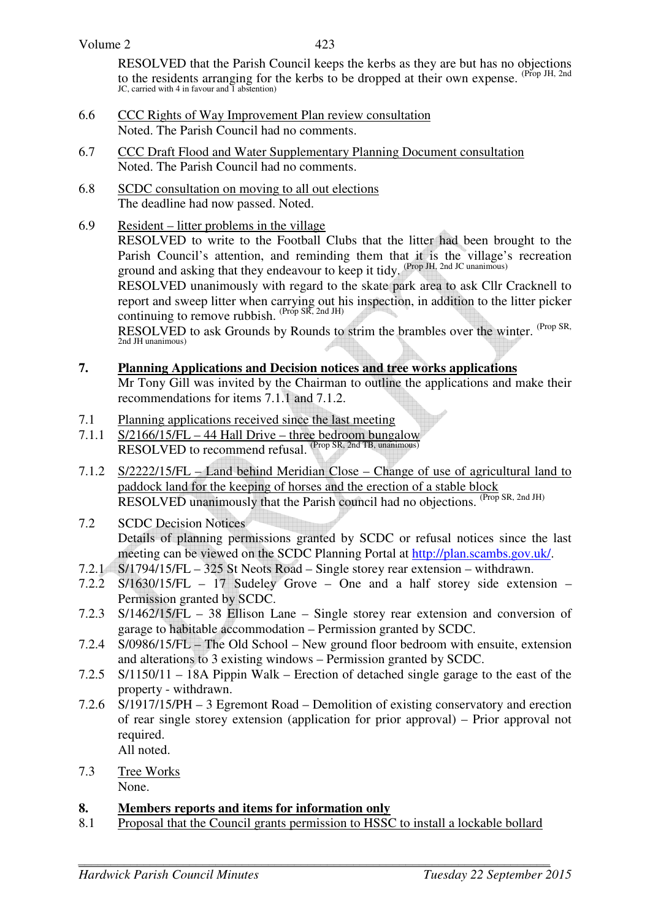RESOLVED that the Parish Council keeps the kerbs as they are but has no objections to the residents arranging for the kerbs to be dropped at their own expense. (Prop JH, 2nd JC, carried with 4 in favour and 1 abstention)

6.6 CCC Rights of Way Improvement Plan review consultation
Noted. The Parish Council had no comments.

6.7 CCC Draft Flood and Water Supplementary Planning Document consultation
Noted. The Parish Council had no comments.

6.8 SCDC consultation on moving to all out elections
The deadline had now passed. Noted.

6.9 Resident – litter problems in the village
RESOLVED to write to the Football Clubs that the litter had been brought to the Parish Council's attention, and reminding them that it is the village's recreation ground and asking that they endeavour to keep it tidy. (Prop JH, 2nd JC unanimous)
RESOLVED unanimously with regard to the skate park area to ask Cllr Cracknell to report and sweep litter when carrying out his inspection, in addition to the litter picker continuing to remove rubbish. (Prop SR, 2nd JH)
RESOLVED to ask Grounds by Rounds to strim the brambles over the winter. (Prop SR, 2nd JH unanimous)

## 7. Planning Applications and Decision notices and tree works applications

Mr Tony Gill was invited by the Chairman to outline the applications and make their recommendations for items 7.1.1 and 7.1.2.

7.1 Planning applications received since the last meeting

7.1.1 S/2166/15/FL – 44 Hall Drive – three bedroom bungalow
RESOLVED to recommend refusal. (Prop SR, 2nd TB, unanimous)

7.1.2 S/2222/15/FL – Land behind Meridian Close – Change of use of agricultural land to paddock land for the keeping of horses and the erection of a stable block
RESOLVED unanimously that the Parish council had no objections. (Prop SR, 2nd JH)

7.2 SCDC Decision Notices
Details of planning permissions granted by SCDC or refusal notices since the last meeting can be viewed on the SCDC Planning Portal at http://plan.scambs.gov.uk/.

7.2.1 S/1794/15/FL – 325 St Neots Road – Single storey rear extension – withdrawn.
7.2.2 S/1630/15/FL – 17 Sudeley Grove – One and a half storey side extension – Permission granted by SCDC.
7.2.3 S/1462/15/FL – 38 Ellison Lane – Single storey rear extension and conversion of garage to habitable accommodation – Permission granted by SCDC.
7.2.4 S/0986/15/FL – The Old School – New ground floor bedroom with ensuite, extension and alterations to 3 existing windows – Permission granted by SCDC.
7.2.5 S/1150/11 – 18A Pippin Walk – Erection of detached single garage to the east of the property - withdrawn.
7.2.6 S/1917/15/PH – 3 Egremont Road – Demolition of existing conservatory and erection of rear single storey extension (application for prior approval) – Prior approval not required.
All noted.

7.3 Tree Works
None.

## 8. Members reports and items for information only

8.1 Proposal that the Council grants permission to HSSC to install a lockable bollard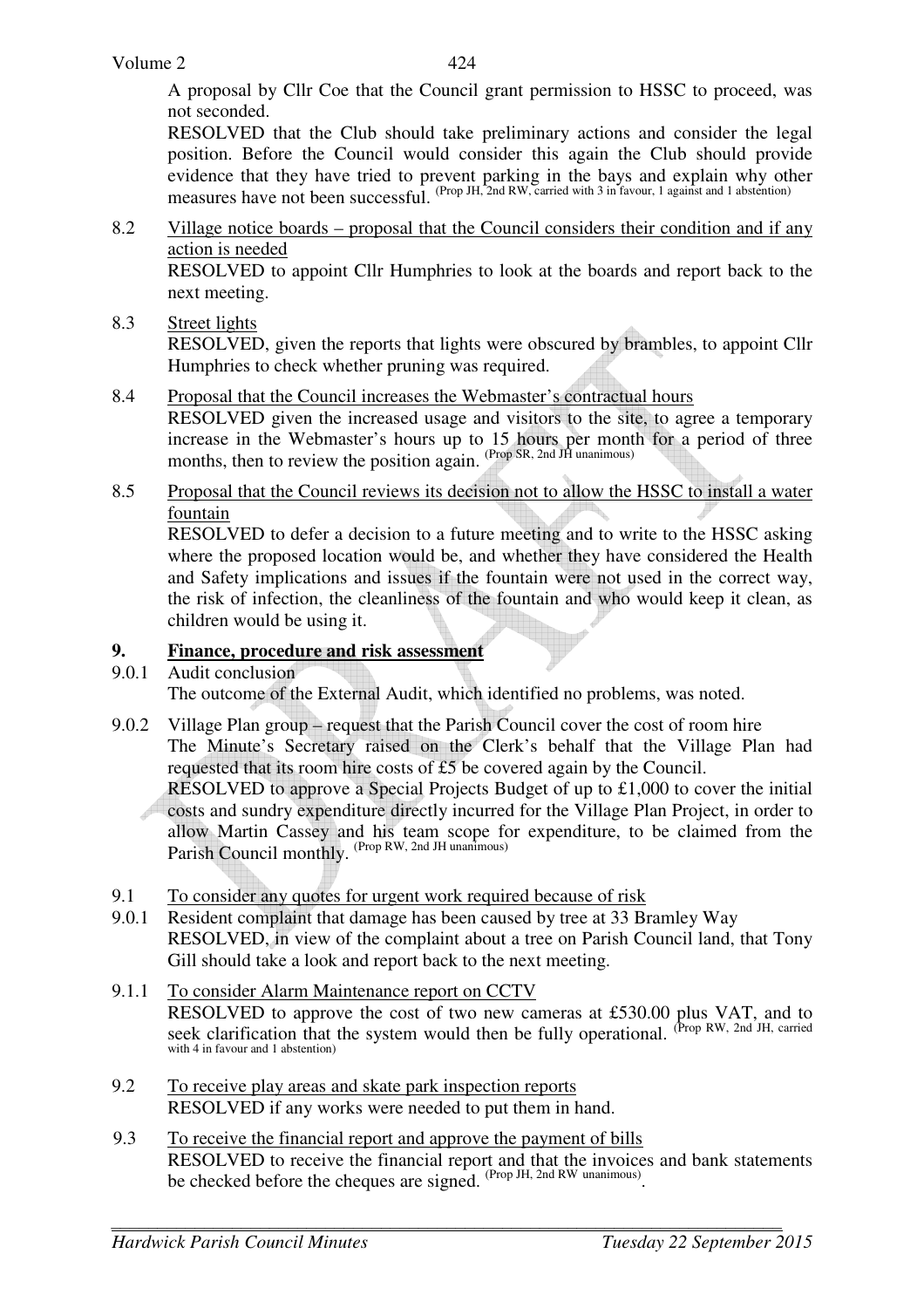A proposal by Cllr Coe that the Council grant permission to HSSC to proceed, was not seconded.

RESOLVED that the Club should take preliminary actions and consider the legal position. Before the Council would consider this again the Club should provide evidence that they have tried to prevent parking in the bays and explain why other measures have not been successful. (Prop JH, 2nd RW, carried with 3 in favour, 1 against and 1 abstention)

8.2 Village notice boards – proposal that the Council considers their condition and if any action is needed

RESOLVED to appoint Cllr Humphries to look at the boards and report back to the next meeting.

8.3 Street lights

RESOLVED, given the reports that lights were obscured by brambles, to appoint Cllr Humphries to check whether pruning was required.

8.4 Proposal that the Council increases the Webmaster's contractual hours

RESOLVED given the increased usage and visitors to the site, to agree a temporary increase in the Webmaster's hours up to 15 hours per month for a period of three months, then to review the position again. (Prop SR, 2nd JH unanimous)

8.5 Proposal that the Council reviews its decision not to allow the HSSC to install a water fountain

RESOLVED to defer a decision to a future meeting and to write to the HSSC asking where the proposed location would be, and whether they have considered the Health and Safety implications and issues if the fountain were not used in the correct way, the risk of infection, the cleanliness of the fountain and who would keep it clean, as children would be using it.

## 9. Finance, procedure and risk assessment

9.0.1 Audit conclusion

The outcome of the External Audit, which identified no problems, was noted.

9.0.2 Village Plan group – request that the Parish Council cover the cost of room hire

The Minute's Secretary raised on the Clerk's behalf that the Village Plan had requested that its room hire costs of £5 be covered again by the Council.

RESOLVED to approve a Special Projects Budget of up to £1,000 to cover the initial costs and sundry expenditure directly incurred for the Village Plan Project, in order to allow Martin Cassey and his team scope for expenditure, to be claimed from the Parish Council monthly. (Prop RW, 2nd JH unanimous)

9.1 To consider any quotes for urgent work required because of risk

9.0.1 Resident complaint that damage has been caused by tree at 33 Bramley Way

RESOLVED, in view of the complaint about a tree on Parish Council land, that Tony Gill should take a look and report back to the next meeting.

9.1.1 To consider Alarm Maintenance report on CCTV

RESOLVED to approve the cost of two new cameras at £530.00 plus VAT, and to seek clarification that the system would then be fully operational. (Prop RW, 2nd JH, carried with 4 in favour and 1 abstention)

9.2 To receive play areas and skate park inspection reports

RESOLVED if any works were needed to put them in hand.

9.3 To receive the financial report and approve the payment of bills

RESOLVED to receive the financial report and that the invoices and bank statements be checked before the cheques are signed. (Prop JH, 2nd RW unanimous).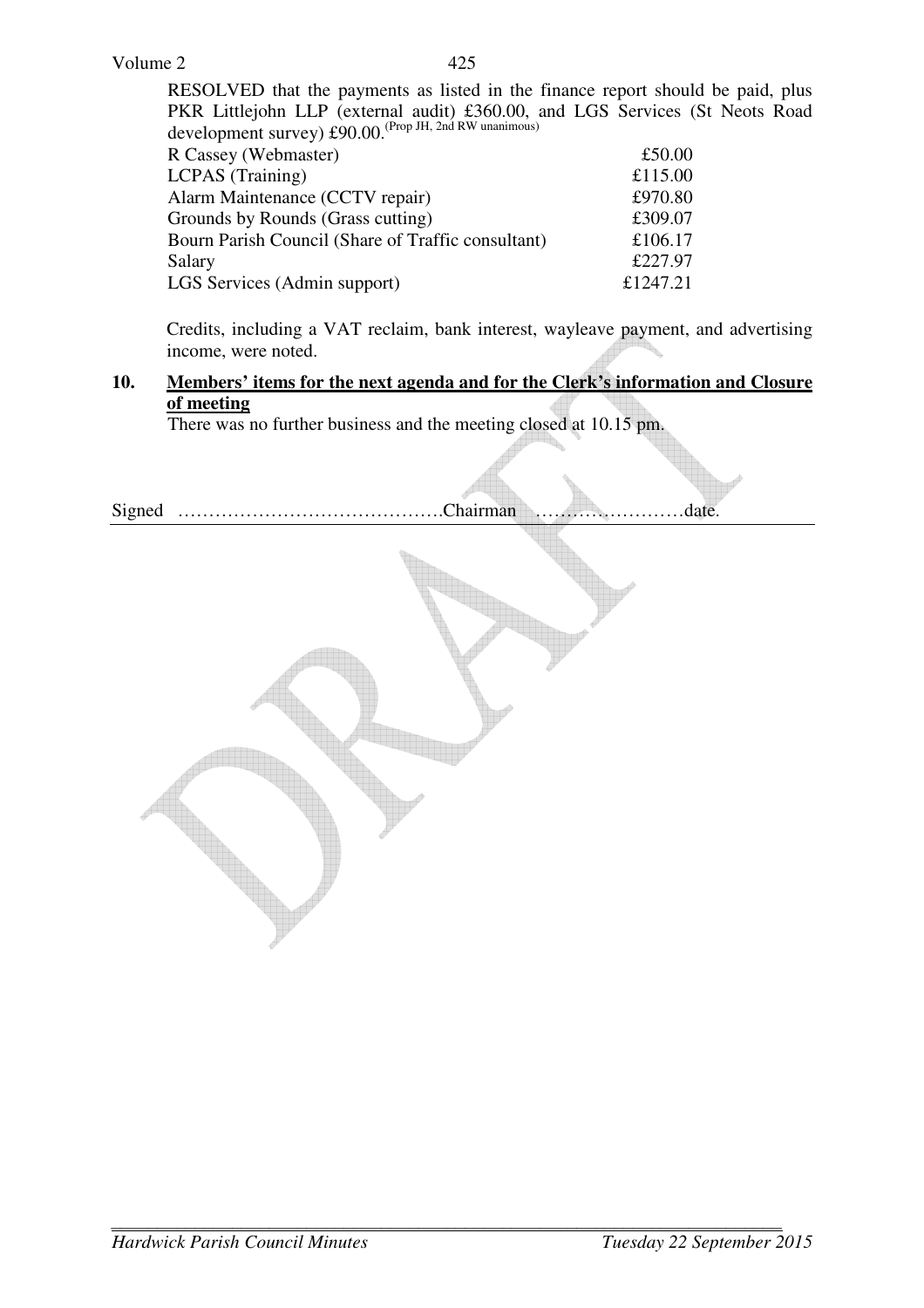RESOLVED that the payments as listed in the finance report should be paid, plus PKR Littlejohn LLP (external audit) £360.00, and LGS Services (St Neots Road development survey) £90.00. (Prop JH, 2nd RW unanimous)

| | |
|---|---|
| R Cassey (Webmaster) | £50.00 |
| LCPAS (Training) | £115.00 |
| Alarm Maintenance (CCTV repair) | £970.80 |
| Grounds by Rounds (Grass cutting) | £309.07 |
| Bourn Parish Council (Share of Traffic consultant) | £106.17 |
| Salary | £227.97 |
| LGS Services (Admin support) | £1247.21 |

Credits, including a VAT reclaim, bank interest, wayleave payment, and advertising income, were noted.

**10. Members' items for the next agenda and for the Clerk's information and Closure of meeting**

There was no further business and the meeting closed at 10.15 pm.

Signed ……………………………………Chairman ……………………date.